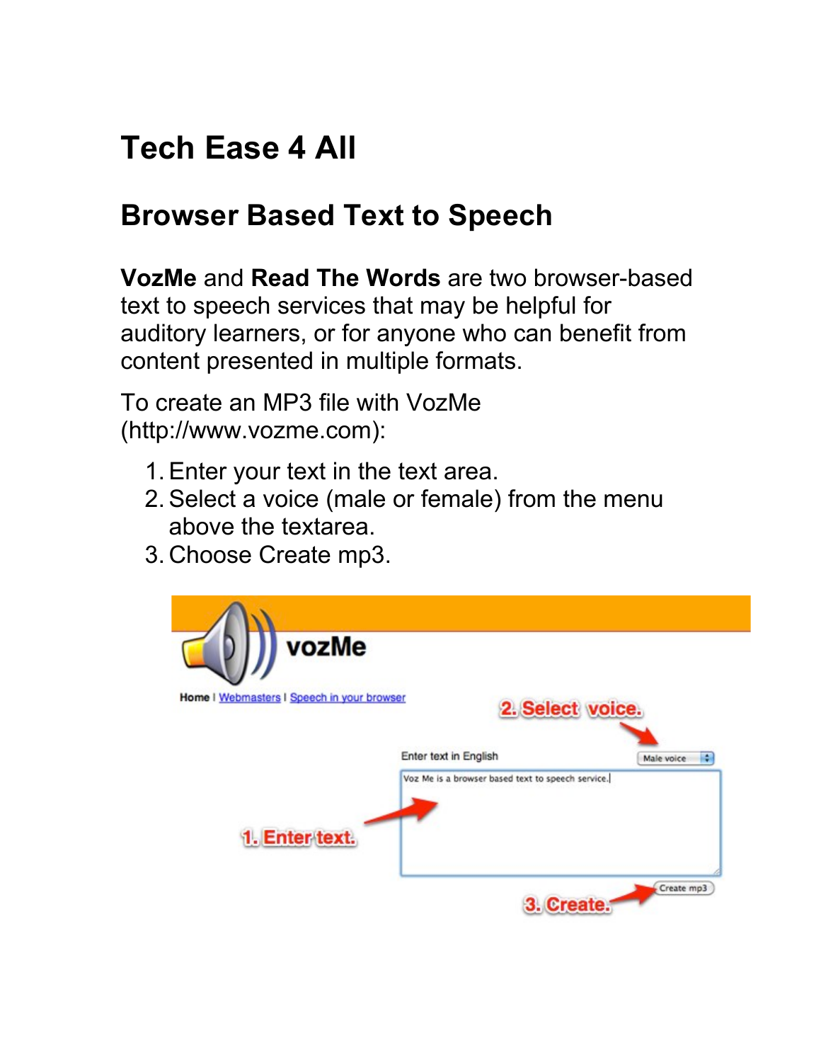# Tech Ease 4 All

## Browser Based Text to Speech

**VozMe** and **Read The Words** are two browser-based text to speech services that may be helpful for auditory learners, or for anyone who can benefit from content presented in multiple formats.

To create an MP3 file with VozMe (http://www.vozme.com):

1. Enter your text in the text area.
2. Select a voice (male or female) from the menu above the textarea.
3. Choose Create mp3.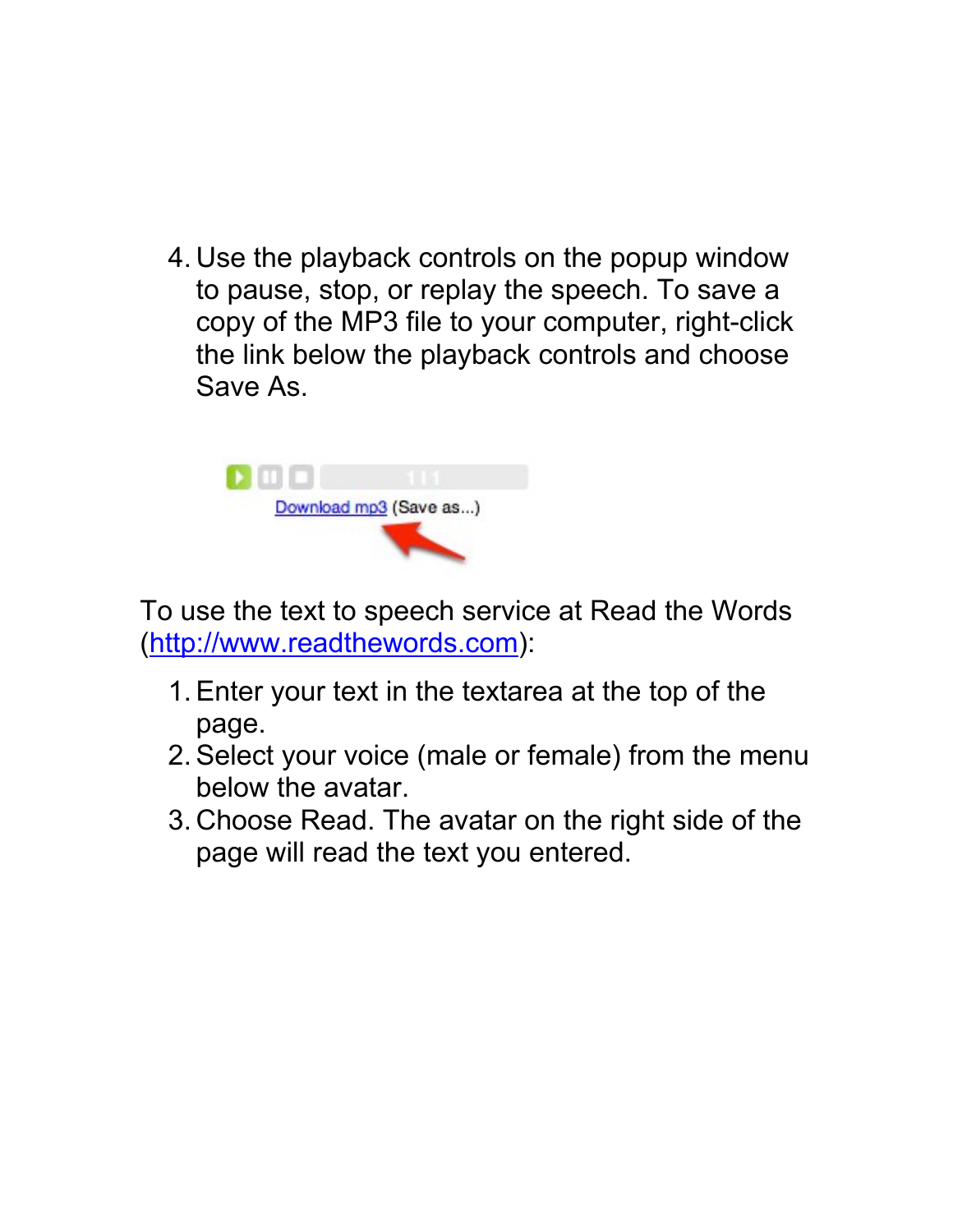4. Use the playback controls on the popup window to pause, stop, or replay the speech. To save a copy of the MP3 file to your computer, right-click the link below the playback controls and choose Save As.

To use the text to speech service at Read the Words (http://www.readthewords.com):

1. Enter your text in the textarea at the top of the page.
2. Select your voice (male or female) from the menu below the avatar.
3. Choose Read. The avatar on the right side of the page will read the text you entered.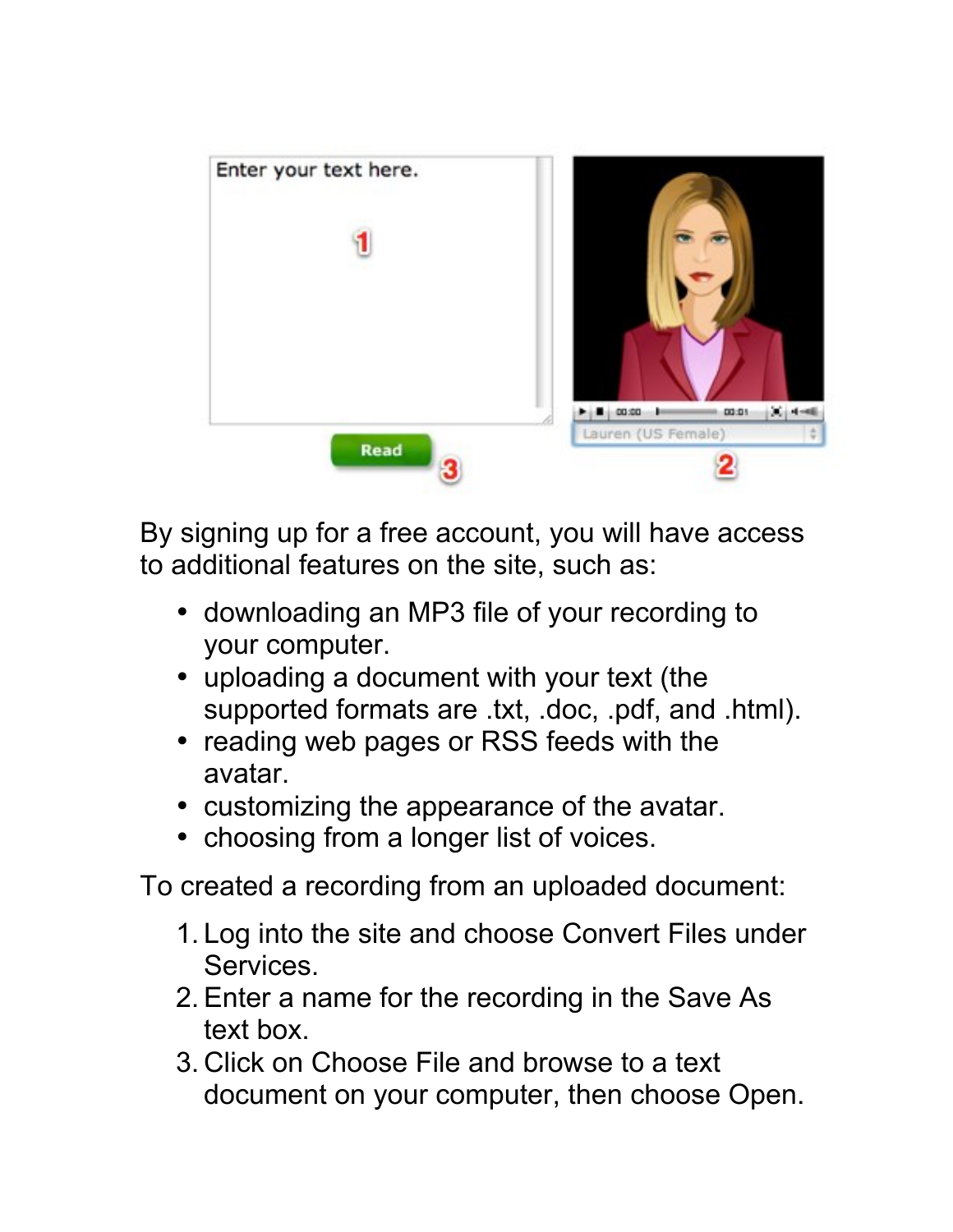By signing up for a free account, you will have access to additional features on the site, such as:

- downloading an MP3 file of your recording to your computer.
- uploading a document with your text (the supported formats are .txt, .doc, .pdf, and .html).
- reading web pages or RSS feeds with the avatar.
- customizing the appearance of the avatar.
- choosing from a longer list of voices.

To created a recording from an uploaded document:

1. Log into the site and choose Convert Files under Services.
2. Enter a name for the recording in the Save As text box.
3. Click on Choose File and browse to a text document on your computer, then choose Open.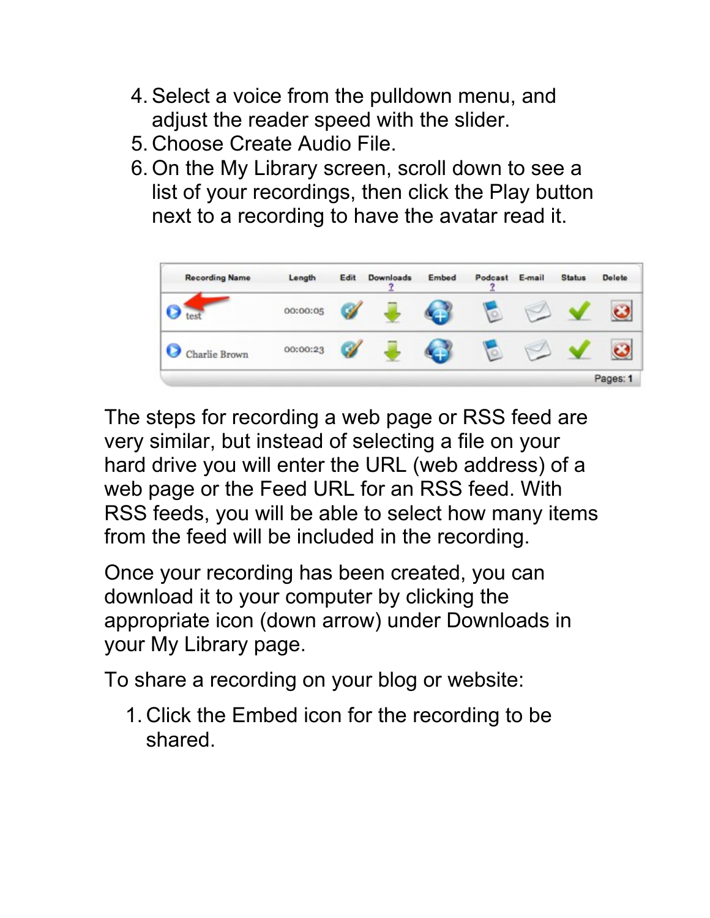4. Select a voice from the pulldown menu, and adjust the reader speed with the slider.
5. Choose Create Audio File.
6. On the My Library screen, scroll down to see a list of your recordings, then click the Play button next to a recording to have the avatar read it.

| Recording Name | Length | Edit | Downloads ? | Embed | Podcast ? | E-mail | Status | Delete |
|---|---|---|---|---|---|---|---|---|
| test | 00:00:05 | | | | | | | |
| Charlie Brown | 00:00:23 | | | | | | | |

Pages: 1

The steps for recording a web page or RSS feed are very similar, but instead of selecting a file on your hard drive you will enter the URL (web address) of a web page or the Feed URL for an RSS feed. With RSS feeds, you will be able to select how many items from the feed will be included in the recording.

Once your recording has been created, you can download it to your computer by clicking the appropriate icon (down arrow) under Downloads in your My Library page.

To share a recording on your blog or website:

1. Click the Embed icon for the recording to be shared.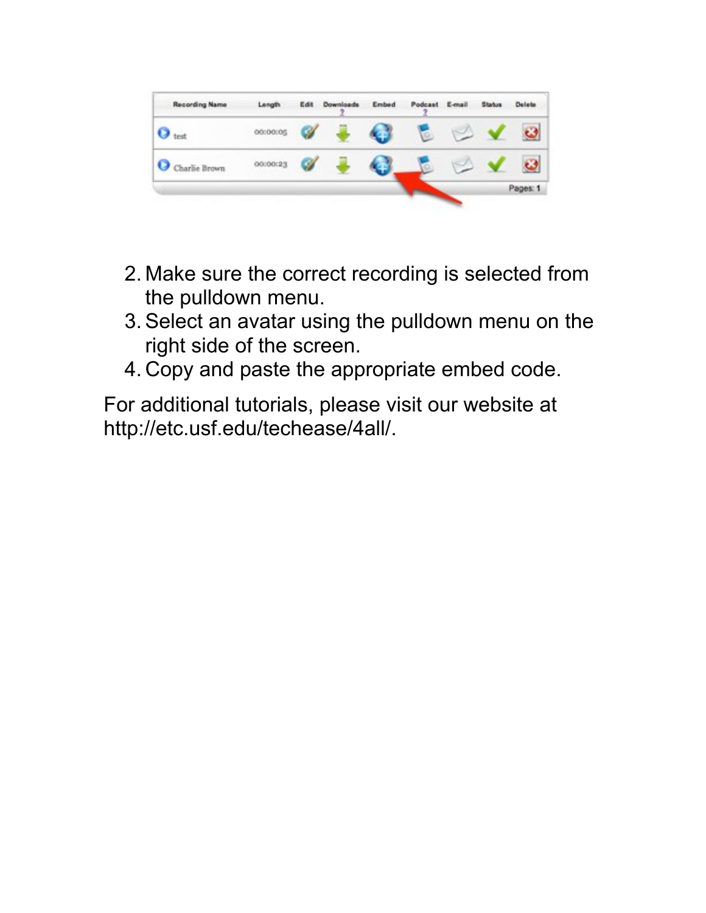2. Make sure the correct recording is selected from the pulldown menu.
3. Select an avatar using the pulldown menu on the right side of the screen.
4. Copy and paste the appropriate embed code.

For additional tutorials, please visit our website at http://etc.usf.edu/techease/4all/.